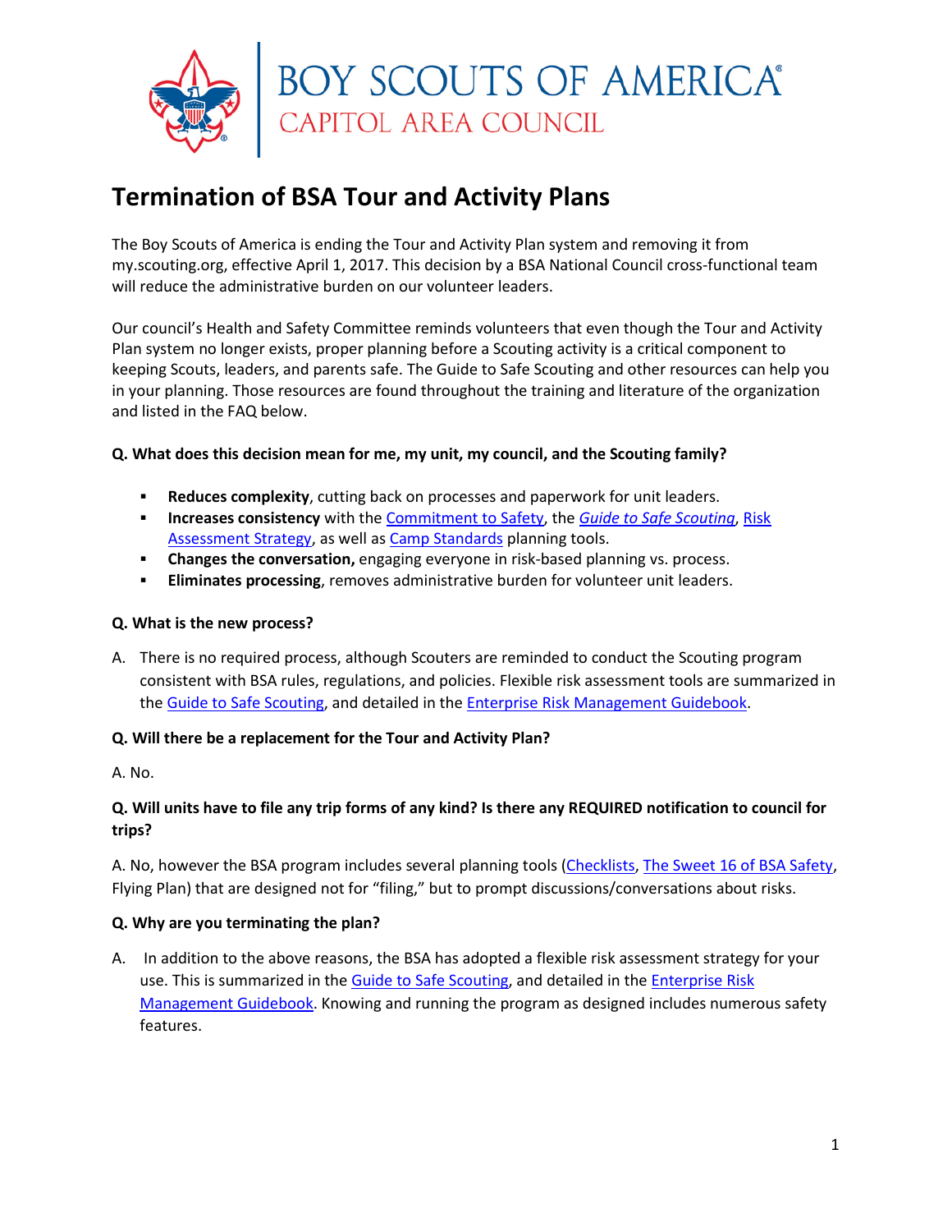BOY SCOUTS OF AMERICA®
CAPITOL AREA COUNCIL

# Termination of BSA Tour and Activity Plans

The Boy Scouts of America is ending the Tour and Activity Plan system and removing it from my.scouting.org, effective April 1, 2017. This decision by a BSA National Council cross-functional team will reduce the administrative burden on our volunteer leaders.

Our council's Health and Safety Committee reminds volunteers that even though the Tour and Activity Plan system no longer exists, proper planning before a Scouting activity is a critical component to keeping Scouts, leaders, and parents safe. The Guide to Safe Scouting and other resources can help you in your planning. Those resources are found throughout the training and literature of the organization and listed in the FAQ below.

**Q. What does this decision mean for me, my unit, my council, and the Scouting family?**

- **Reduces complexity**, cutting back on processes and paperwork for unit leaders.
- **Increases consistency** with the Commitment to Safety, the *Guide to Safe Scouting*, Risk Assessment Strategy, as well as Camp Standards planning tools.
- **Changes the conversation,** engaging everyone in risk-based planning vs. process.
- **Eliminates processing**, removes administrative burden for volunteer unit leaders.

**Q. What is the new process?**

A. There is no required process, although Scouters are reminded to conduct the Scouting program consistent with BSA rules, regulations, and policies. Flexible risk assessment tools are summarized in the Guide to Safe Scouting, and detailed in the Enterprise Risk Management Guidebook.

**Q. Will there be a replacement for the Tour and Activity Plan?**

A. No.

**Q. Will units have to file any trip forms of any kind? Is there any REQUIRED notification to council for trips?**

A. No, however the BSA program includes several planning tools (Checklists, The Sweet 16 of BSA Safety, Flying Plan) that are designed not for "filing," but to prompt discussions/conversations about risks.

**Q. Why are you terminating the plan?**

A. In addition to the above reasons, the BSA has adopted a flexible risk assessment strategy for your use. This is summarized in the Guide to Safe Scouting, and detailed in the Enterprise Risk Management Guidebook. Knowing and running the program as designed includes numerous safety features.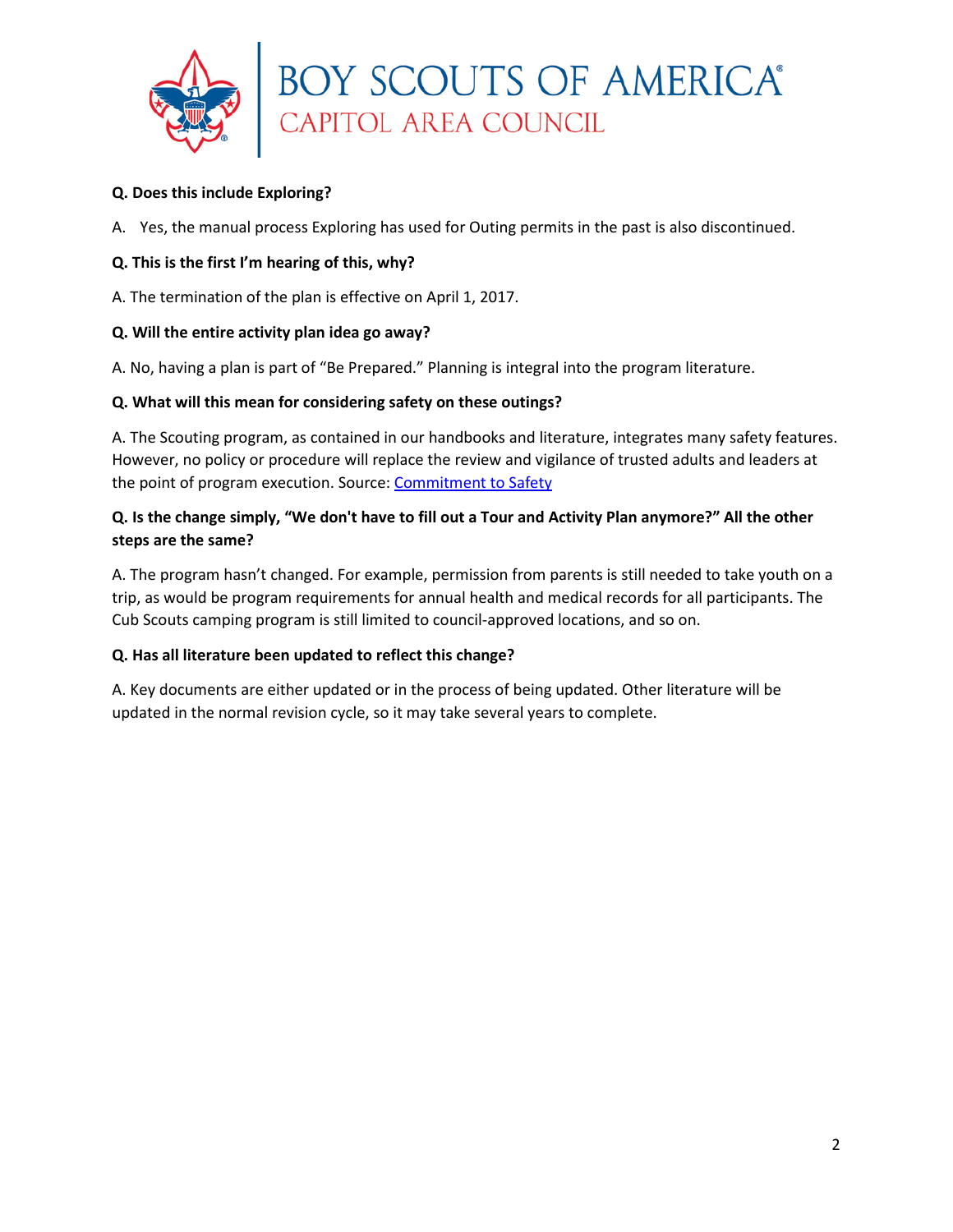**Q. Does this include Exploring?**

A. Yes, the manual process Exploring has used for Outing permits in the past is also discontinued.

**Q. This is the first I'm hearing of this, why?**

A. The termination of the plan is effective on April 1, 2017.

**Q. Will the entire activity plan idea go away?**

A. No, having a plan is part of "Be Prepared." Planning is integral into the program literature.

**Q. What will this mean for considering safety on these outings?**

A. The Scouting program, as contained in our handbooks and literature, integrates many safety features. However, no policy or procedure will replace the review and vigilance of trusted adults and leaders at the point of program execution. Source: Commitment to Safety

**Q. Is the change simply, "We don't have to fill out a Tour and Activity Plan anymore?" All the other steps are the same?**

A. The program hasn't changed. For example, permission from parents is still needed to take youth on a trip, as would be program requirements for annual health and medical records for all participants. The Cub Scouts camping program is still limited to council-approved locations, and so on.

**Q. Has all literature been updated to reflect this change?**

A. Key documents are either updated or in the process of being updated. Other literature will be updated in the normal revision cycle, so it may take several years to complete.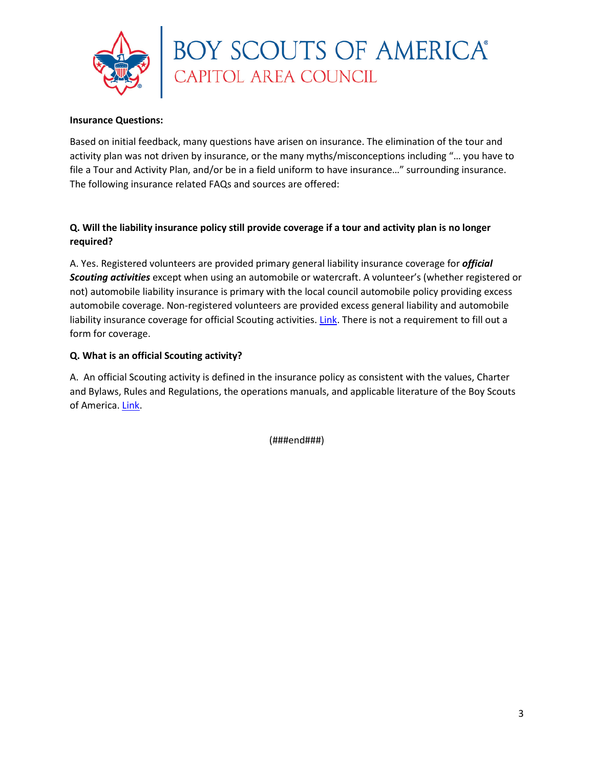**Insurance Questions:**

Based on initial feedback, many questions have arisen on insurance. The elimination of the tour and activity plan was not driven by insurance, or the many myths/misconceptions including "… you have to file a Tour and Activity Plan, and/or be in a field uniform to have insurance…" surrounding insurance. The following insurance related FAQs and sources are offered:

**Q. Will the liability insurance policy still provide coverage if a tour and activity plan is no longer required?**

A. Yes. Registered volunteers are provided primary general liability insurance coverage for ***official Scouting activities*** except when using an automobile or watercraft. A volunteer's (whether registered or not) automobile liability insurance is primary with the local council automobile policy providing excess automobile coverage. Non-registered volunteers are provided excess general liability and automobile liability insurance coverage for official Scouting activities. Link. There is not a requirement to fill out a form for coverage.

**Q. What is an official Scouting activity?**

A. An official Scouting activity is defined in the insurance policy as consistent with the values, Charter and Bylaws, Rules and Regulations, the operations manuals, and applicable literature of the Boy Scouts of America. Link.

(###end###)